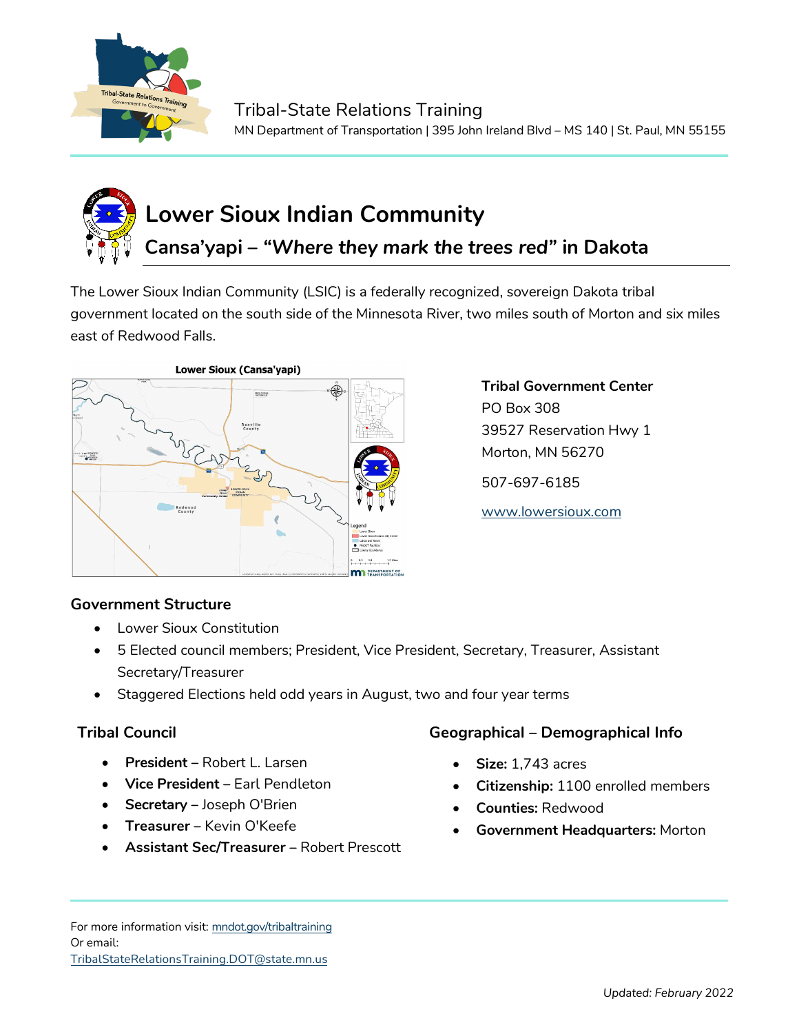Tribal-State Relations Training

MN Department of Transportation | 395 John Ireland Blvd – MS 140 | St. Paul, MN 55155

# Lower Sioux Indian Community

## Cansa'yapi – "*Where they mark the trees red*" in Dakota

The Lower Sioux Indian Community (LSIC) is a federally recognized, sovereign Dakota tribal government located on the south side of the Minnesota River, two miles south of Morton and six miles east of Redwood Falls.

**Tribal Government Center**
PO Box 308
39527 Reservation Hwy 1
Morton, MN 56270

507-697-6185

www.lowersioux.com

### Government Structure

- Lower Sioux Constitution
- 5 Elected council members; President, Vice President, Secretary, Treasurer, Assistant Secretary/Treasurer
- Staggered Elections held odd years in August, two and four year terms

### Tribal Council

- **President** – Robert L. Larsen
- **Vice President** – Earl Pendleton
- **Secretary** – Joseph O'Brien
- **Treasurer** – Kevin O'Keefe
- **Assistant Sec/Treasurer** – Robert Prescott

### Geographical – Demographical Info

- **Size:** 1,743 acres
- **Citizenship:** 1100 enrolled members
- **Counties:** Redwood
- **Government Headquarters:** Morton

For more information visit: mndot.gov/tribaltraining
Or email:
TribalStateRelationsTraining.DOT@state.mn.us

Updated: *February 2022*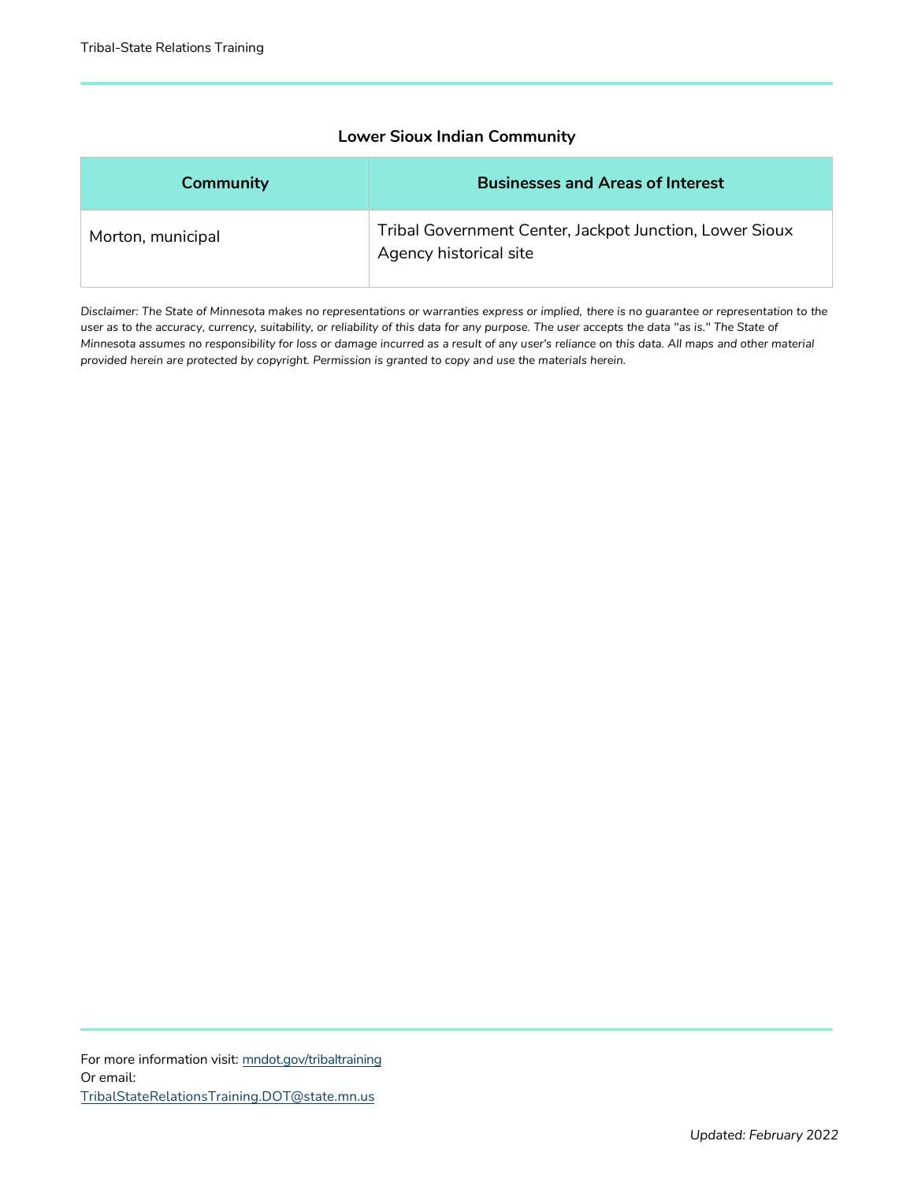**Lower Sioux Indian Community**

| Community | Businesses and Areas of Interest |
| --- | --- |
| Morton, municipal | Tribal Government Center, Jackpot Junction, Lower Sioux Agency historical site |

*Disclaimer: The State of Minnesota makes no representations or warranties express or implied, there is no guarantee or representation to the user as to the accuracy, currency, suitability, or reliability of this data for any purpose. The user accepts the data "as is." The State of Minnesota assumes no responsibility for loss or damage incurred as a result of any user's reliance on this data. All maps and other material provided herein are protected by copyright. Permission is granted to copy and use the materials herein.*

For more information visit: mndot.gov/tribaltraining
Or email:
TribalStateRelationsTraining.DOT@state.mn.us

Updated: *February 2022*